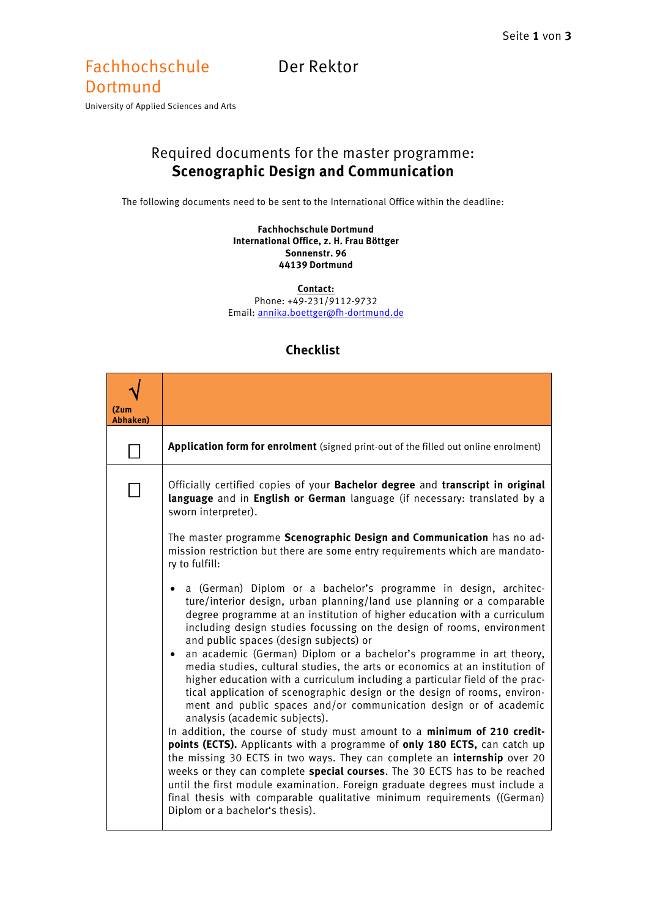Fachhochschule Dortmund

University of Applied Sciences and Arts

Der Rektor

# Required documents for the master programme: **Scenographic Design and Communication**

The following documents need to be sent to the International Office within the deadline:

**Fachhochschule Dortmund**
**International Office, z. H. Frau Böttger**
**Sonnenstr. 96**
**44139 Dortmund**

**Contact:**
Phone: +49-231/9112-9732
Email: annika.boettger@fh-dortmund.de

## Checklist

| √ (Zum Abhaken) | |
|---|---|
| ☐ | **Application form for enrolment** (signed print-out of the filled out online enrolment) |
| ☐ | Officially certified copies of your **Bachelor degree** and **transcript in original language** and in **English or German** language (if necessary: translated by a sworn interpreter).<br><br>The master programme **Scenographic Design and Communication** has no admission restriction but there are some entry requirements which are mandatory to fulfill:<br><br>• a (German) Diplom or a bachelor's programme in design, architecture/interior design, urban planning/land use planning or a comparable degree programme at an institution of higher education with a curriculum including design studies focussing on the design of rooms, environment and public spaces (design subjects) or<br>• an academic (German) Diplom or a bachelor's programme in art theory, media studies, cultural studies, the arts or economics at an institution of higher education with a curriculum including a particular field of the practical application of scenographic design or the design of rooms, environment and public spaces and/or communication design or of academic analysis (academic subjects).<br><br>In addition, the course of study must amount to a **minimum of 210 creditpoints (ECTS).** Applicants with a programme of **only 180 ECTS,** can catch up the missing 30 ECTS in two ways. They can complete an **internship** over 20 weeks or they can complete **special courses**. The 30 ECTS has to be reached until the first module examination. Foreign graduate degrees must include a final thesis with comparable qualitative minimum requirements ((German) Diplom or a bachelor's thesis). |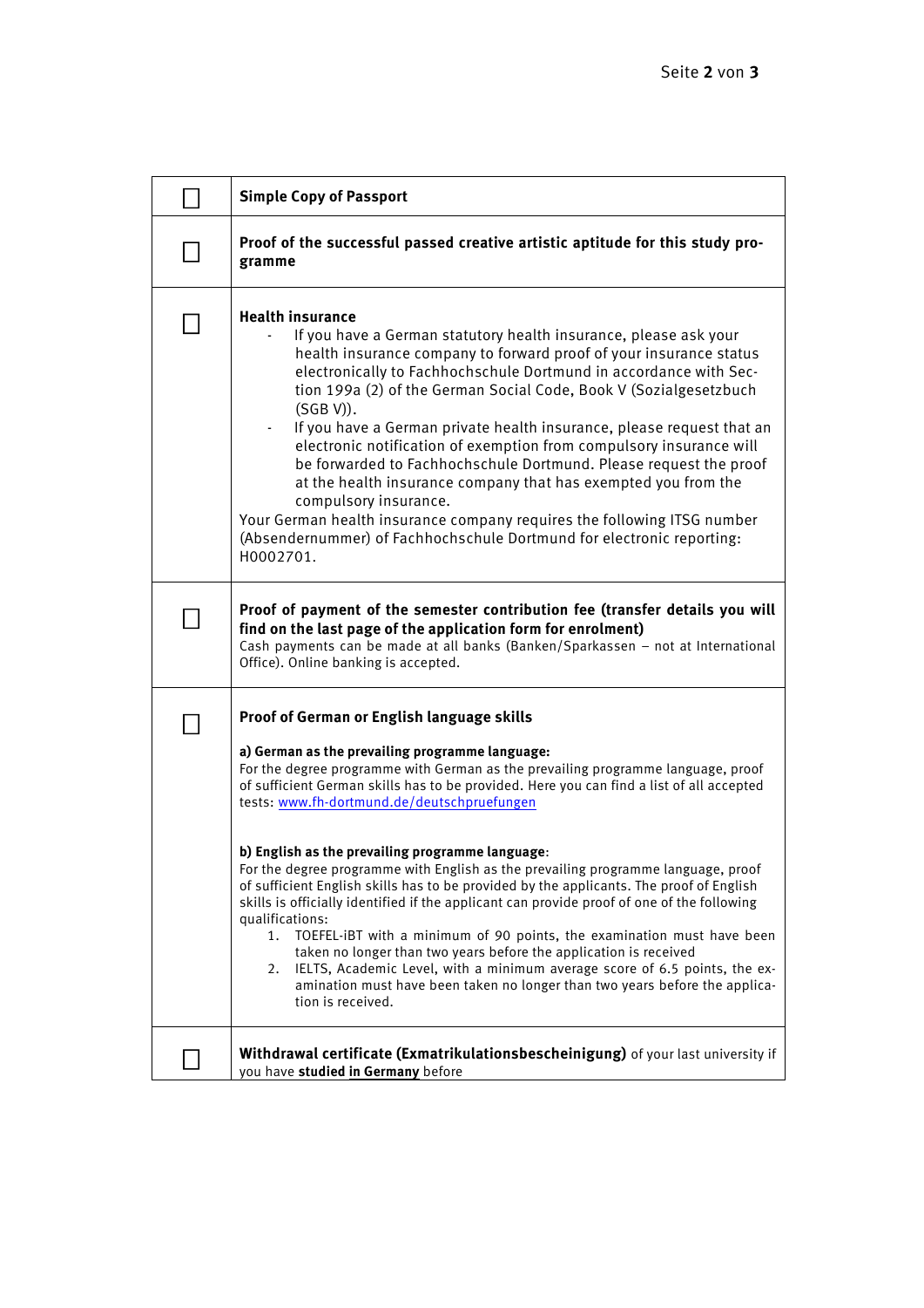| | |
|---|---|
| ☐ | **Simple Copy of Passport** |
| ☐ | **Proof of the successful passed creative artistic aptitude for this study programme** |
| ☐ | **Health insurance**<br>- If you have a German statutory health insurance, please ask your health insurance company to forward proof of your insurance status electronically to Fachhochschule Dortmund in accordance with Section 199a (2) of the German Social Code, Book V (Sozialgesetzbuch (SGB V)).<br>- If you have a German private health insurance, please request that an electronic notification of exemption from compulsory insurance will be forwarded to Fachhochschule Dortmund. Please request the proof at the health insurance company that has exempted you from the compulsory insurance.<br>Your German health insurance company requires the following ITSG number (Absendernummer) of Fachhochschule Dortmund for electronic reporting: H0002701. |
| ☐ | **Proof of payment of the semester contribution fee (transfer details you will find on the last page of the application form for enrolment)**<br>Cash payments can be made at all banks (Banken/Sparkassen – not at International Office). Online banking is accepted. |
| ☐ | **Proof of German or English language skills**<br><br>**a) German as the prevailing programme language:**<br>For the degree programme with German as the prevailing programme language, proof of sufficient German skills has to be provided. Here you can find a list of all accepted tests: [www.fh-dortmund.de/deutschpruefungen](www.fh-dortmund.de/deutschpruefungen)<br><br>**b) English as the prevailing programme language**:<br>For the degree programme with English as the prevailing programme language, proof of sufficient English skills has to be provided by the applicants. The proof of English skills is officially identified if the applicant can provide proof of one of the following qualifications:<br>1. TOEFEL-iBT with a minimum of 90 points, the examination must have been taken no longer than two years before the application is received<br>2. IELTS, Academic Level, with a minimum average score of 6.5 points, the examination must have been taken no longer than two years before the application is received. |
| ☐ | **Withdrawal certificate (Exmatrikulationsbescheinigung)** of your last university if you have **studied in Germany** before |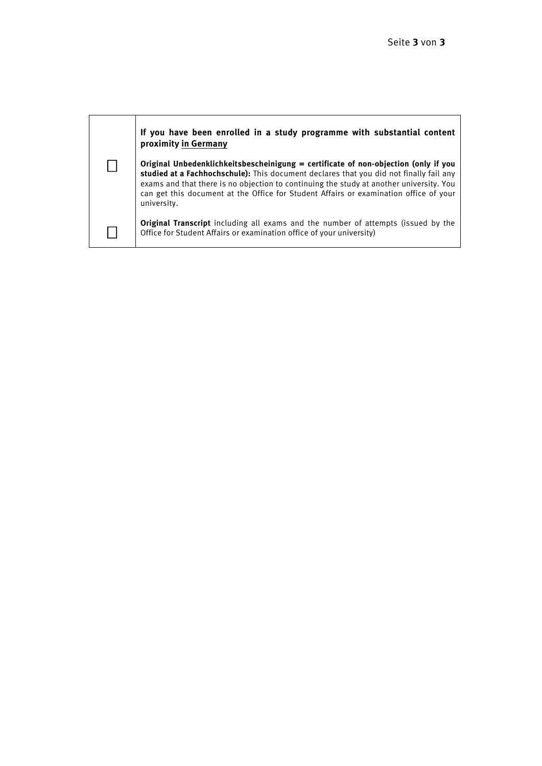| | |
|---|---|
| | **If you have been enrolled in a study programme with substantial content proximity <u>in Germany</u>** |
| ☐ | **Original Unbedenklichkeitsbescheinigung = certificate of non-objection (only if you studied at a Fachhochschule):** This document declares that you did not finally fail any exams and that there is no objection to continuing the study at another university. You can get this document at the Office for Student Affairs or examination office of your university. |
| ☐ | **Original Transcript** including all exams and the number of attempts (issued by the Office for Student Affairs or examination office of your university) |